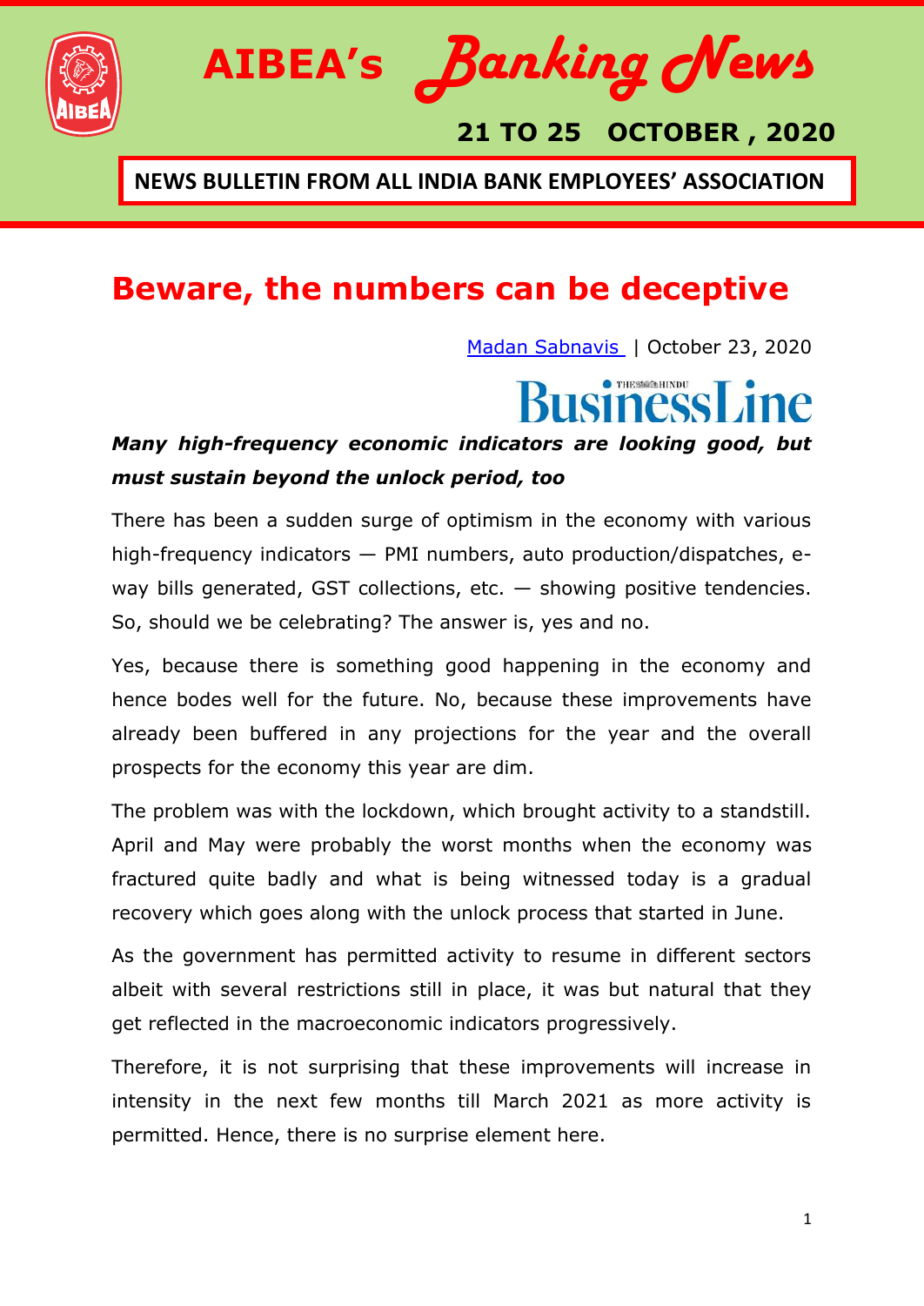# AIBEA's Banking News

**21 TO 25 OCTOBER , 2020**

**NEWS BULLETIN FROM ALL INDIA BANK EMPLOYEES' ASSOCIATION**

## Beware, the numbers can be deceptive

Madan Sabnavis | October 23, 2020

BusinessLine

***Many high-frequency economic indicators are looking good, but must sustain beyond the unlock period, too***

There has been a sudden surge of optimism in the economy with various high-frequency indicators — PMI numbers, auto production/dispatches, e-way bills generated, GST collections, etc. — showing positive tendencies. So, should we be celebrating? The answer is, yes and no.

Yes, because there is something good happening in the economy and hence bodes well for the future. No, because these improvements have already been buffered in any projections for the year and the overall prospects for the economy this year are dim.

The problem was with the lockdown, which brought activity to a standstill. April and May were probably the worst months when the economy was fractured quite badly and what is being witnessed today is a gradual recovery which goes along with the unlock process that started in June.

As the government has permitted activity to resume in different sectors albeit with several restrictions still in place, it was but natural that they get reflected in the macroeconomic indicators progressively.

Therefore, it is not surprising that these improvements will increase in intensity in the next few months till March 2021 as more activity is permitted. Hence, there is no surprise element here.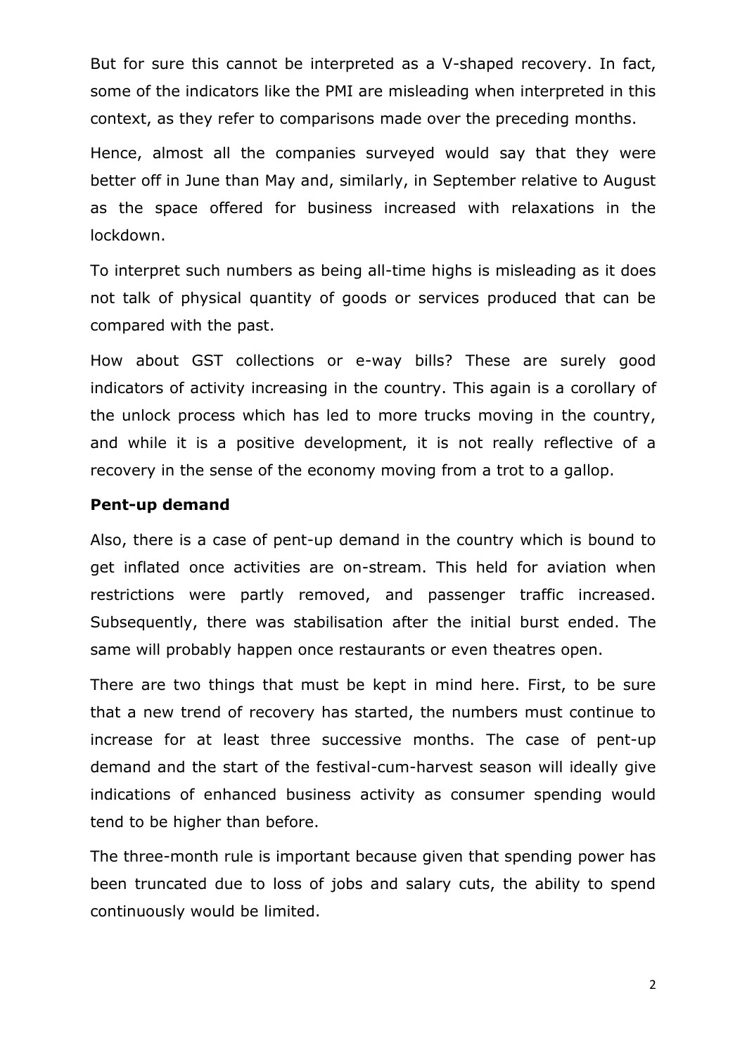But for sure this cannot be interpreted as a V-shaped recovery. In fact, some of the indicators like the PMI are misleading when interpreted in this context, as they refer to comparisons made over the preceding months.

Hence, almost all the companies surveyed would say that they were better off in June than May and, similarly, in September relative to August as the space offered for business increased with relaxations in the lockdown.

To interpret such numbers as being all-time highs is misleading as it does not talk of physical quantity of goods or services produced that can be compared with the past.

How about GST collections or e-way bills? These are surely good indicators of activity increasing in the country. This again is a corollary of the unlock process which has led to more trucks moving in the country, and while it is a positive development, it is not really reflective of a recovery in the sense of the economy moving from a trot to a gallop.

**Pent-up demand**

Also, there is a case of pent-up demand in the country which is bound to get inflated once activities are on-stream. This held for aviation when restrictions were partly removed, and passenger traffic increased. Subsequently, there was stabilisation after the initial burst ended. The same will probably happen once restaurants or even theatres open.

There are two things that must be kept in mind here. First, to be sure that a new trend of recovery has started, the numbers must continue to increase for at least three successive months. The case of pent-up demand and the start of the festival-cum-harvest season will ideally give indications of enhanced business activity as consumer spending would tend to be higher than before.

The three-month rule is important because given that spending power has been truncated due to loss of jobs and salary cuts, the ability to spend continuously would be limited.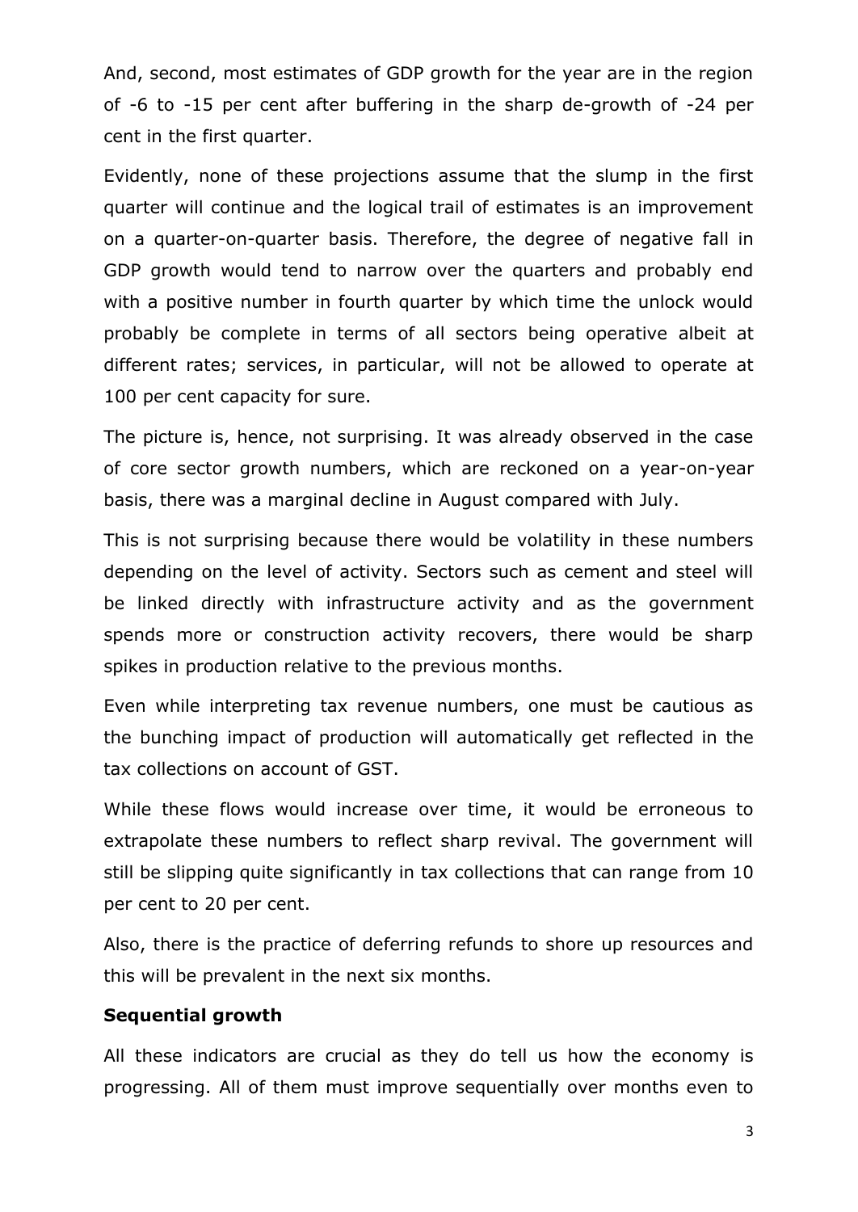And, second, most estimates of GDP growth for the year are in the region of -6 to -15 per cent after buffering in the sharp de-growth of -24 per cent in the first quarter.

Evidently, none of these projections assume that the slump in the first quarter will continue and the logical trail of estimates is an improvement on a quarter-on-quarter basis. Therefore, the degree of negative fall in GDP growth would tend to narrow over the quarters and probably end with a positive number in fourth quarter by which time the unlock would probably be complete in terms of all sectors being operative albeit at different rates; services, in particular, will not be allowed to operate at 100 per cent capacity for sure.

The picture is, hence, not surprising. It was already observed in the case of core sector growth numbers, which are reckoned on a year-on-year basis, there was a marginal decline in August compared with July.

This is not surprising because there would be volatility in these numbers depending on the level of activity. Sectors such as cement and steel will be linked directly with infrastructure activity and as the government spends more or construction activity recovers, there would be sharp spikes in production relative to the previous months.

Even while interpreting tax revenue numbers, one must be cautious as the bunching impact of production will automatically get reflected in the tax collections on account of GST.

While these flows would increase over time, it would be erroneous to extrapolate these numbers to reflect sharp revival. The government will still be slipping quite significantly in tax collections that can range from 10 per cent to 20 per cent.

Also, there is the practice of deferring refunds to shore up resources and this will be prevalent in the next six months.

**Sequential growth**

All these indicators are crucial as they do tell us how the economy is progressing. All of them must improve sequentially over months even to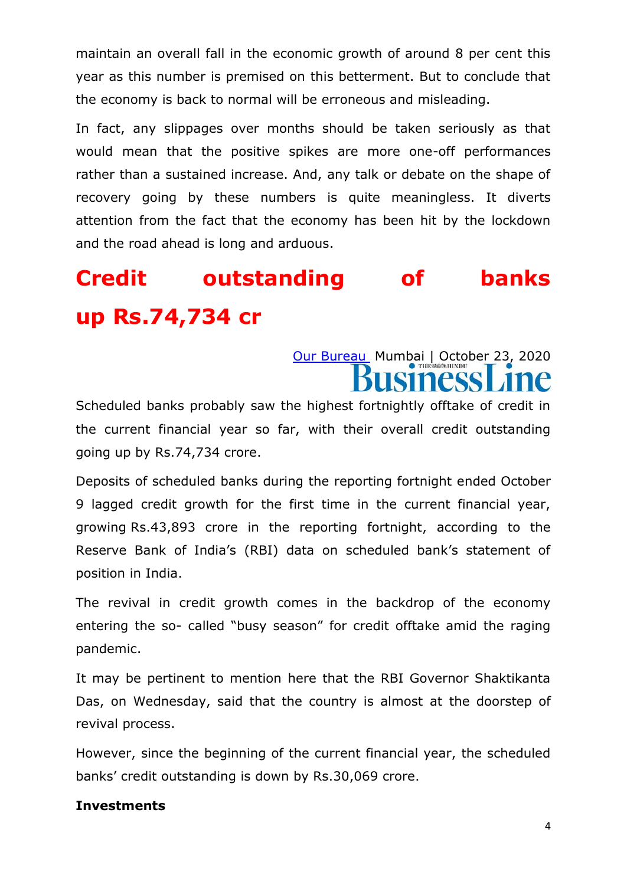maintain an overall fall in the economic growth of around 8 per cent this year as this number is premised on this betterment. But to conclude that the economy is back to normal will be erroneous and misleading.

In fact, any slippages over months should be taken seriously as that would mean that the positive spikes are more one-off performances rather than a sustained increase. And, any talk or debate on the shape of recovery going by these numbers is quite meaningless. It diverts attention from the fact that the economy has been hit by the lockdown and the road ahead is long and arduous.

# Credit outstanding of banks up Rs.74,734 cr

Our Bureau Mumbai | October 23, 2020

BusinessLine

Scheduled banks probably saw the highest fortnightly offtake of credit in the current financial year so far, with their overall credit outstanding going up by Rs.74,734 crore.

Deposits of scheduled banks during the reporting fortnight ended October 9 lagged credit growth for the first time in the current financial year, growing Rs.43,893 crore in the reporting fortnight, according to the Reserve Bank of India's (RBI) data on scheduled bank's statement of position in India.

The revival in credit growth comes in the backdrop of the economy entering the so- called "busy season" for credit offtake amid the raging pandemic.

It may be pertinent to mention here that the RBI Governor Shaktikanta Das, on Wednesday, said that the country is almost at the doorstep of revival process.

However, since the beginning of the current financial year, the scheduled banks' credit outstanding is down by Rs.30,069 crore.

**Investments**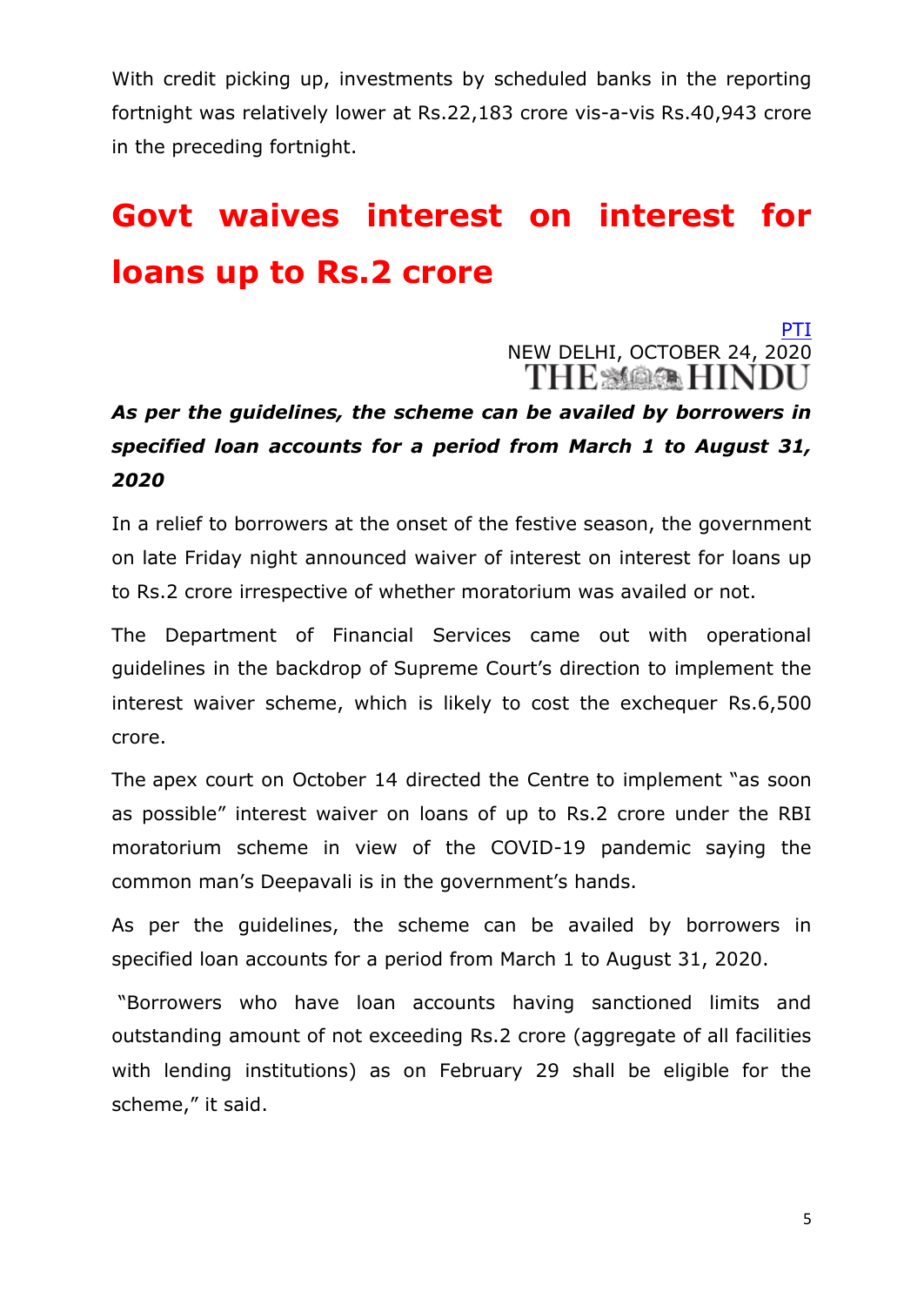With credit picking up, investments by scheduled banks in the reporting fortnight was relatively lower at Rs.22,183 crore vis-a-vis Rs.40,943 crore in the preceding fortnight.

# Govt waives interest on interest for loans up to Rs.2 crore

PTI
NEW DELHI, OCTOBER 24, 2020
THE HINDU

***As per the guidelines, the scheme can be availed by borrowers in specified loan accounts for a period from March 1 to August 31, 2020***

In a relief to borrowers at the onset of the festive season, the government on late Friday night announced waiver of interest on interest for loans up to Rs.2 crore irrespective of whether moratorium was availed or not.

The Department of Financial Services came out with operational guidelines in the backdrop of Supreme Court's direction to implement the interest waiver scheme, which is likely to cost the exchequer Rs.6,500 crore.

The apex court on October 14 directed the Centre to implement "as soon as possible" interest waiver on loans of up to Rs.2 crore under the RBI moratorium scheme in view of the COVID-19 pandemic saying the common man's Deepavali is in the government's hands.

As per the guidelines, the scheme can be availed by borrowers in specified loan accounts for a period from March 1 to August 31, 2020.

"Borrowers who have loan accounts having sanctioned limits and outstanding amount of not exceeding Rs.2 crore (aggregate of all facilities with lending institutions) as on February 29 shall be eligible for the scheme," it said.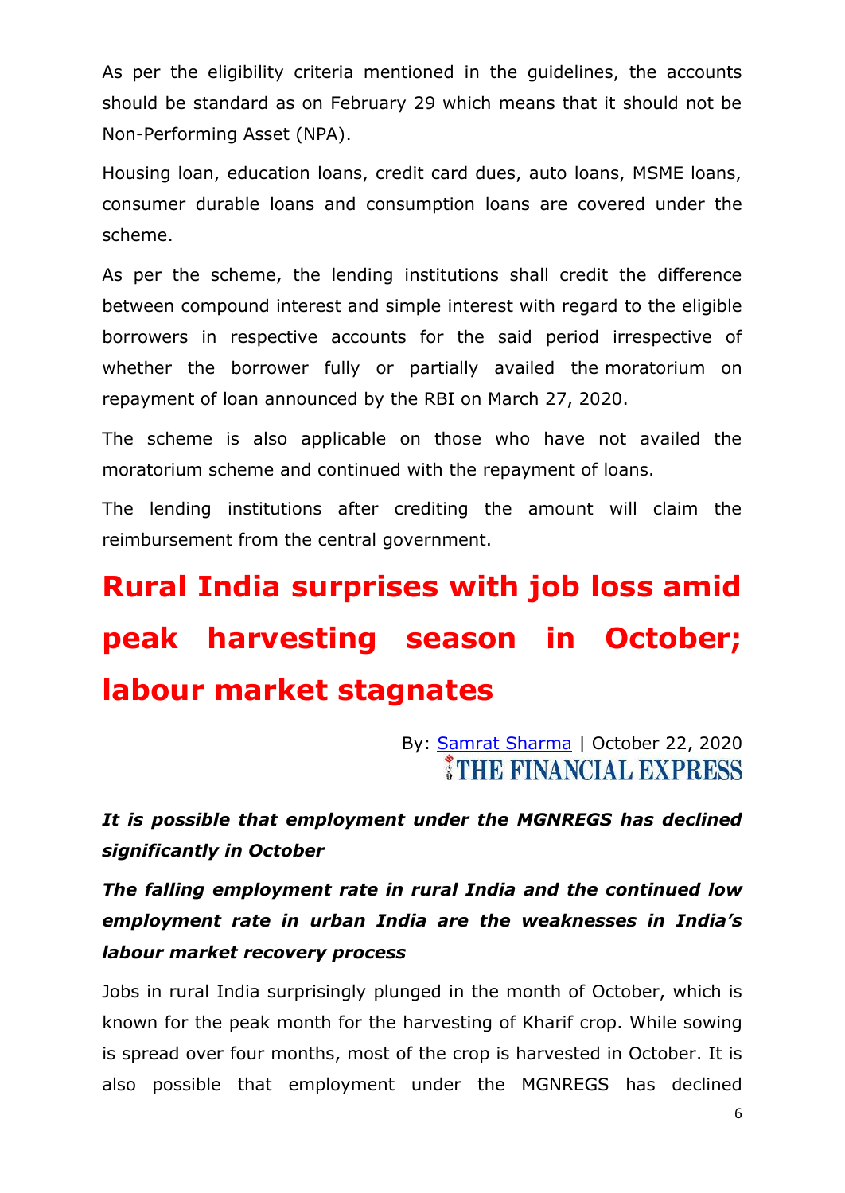As per the eligibility criteria mentioned in the guidelines, the accounts should be standard as on February 29 which means that it should not be Non-Performing Asset (NPA).

Housing loan, education loans, credit card dues, auto loans, MSME loans, consumer durable loans and consumption loans are covered under the scheme.

As per the scheme, the lending institutions shall credit the difference between compound interest and simple interest with regard to the eligible borrowers in respective accounts for the said period irrespective of whether the borrower fully or partially availed the moratorium on repayment of loan announced by the RBI on March 27, 2020.

The scheme is also applicable on those who have not availed the moratorium scheme and continued with the repayment of loans.

The lending institutions after crediting the amount will claim the reimbursement from the central government.

# Rural India surprises with job loss amid peak harvesting season in October; labour market stagnates

By: Samrat Sharma | October 22, 2020
THE FINANCIAL EXPRESS

***It is possible that employment under the MGNREGS has declined significantly in October***

***The falling employment rate in rural India and the continued low employment rate in urban India are the weaknesses in India's labour market recovery process***

Jobs in rural India surprisingly plunged in the month of October, which is known for the peak month for the harvesting of Kharif crop. While sowing is spread over four months, most of the crop is harvested in October. It is also possible that employment under the MGNREGS has declined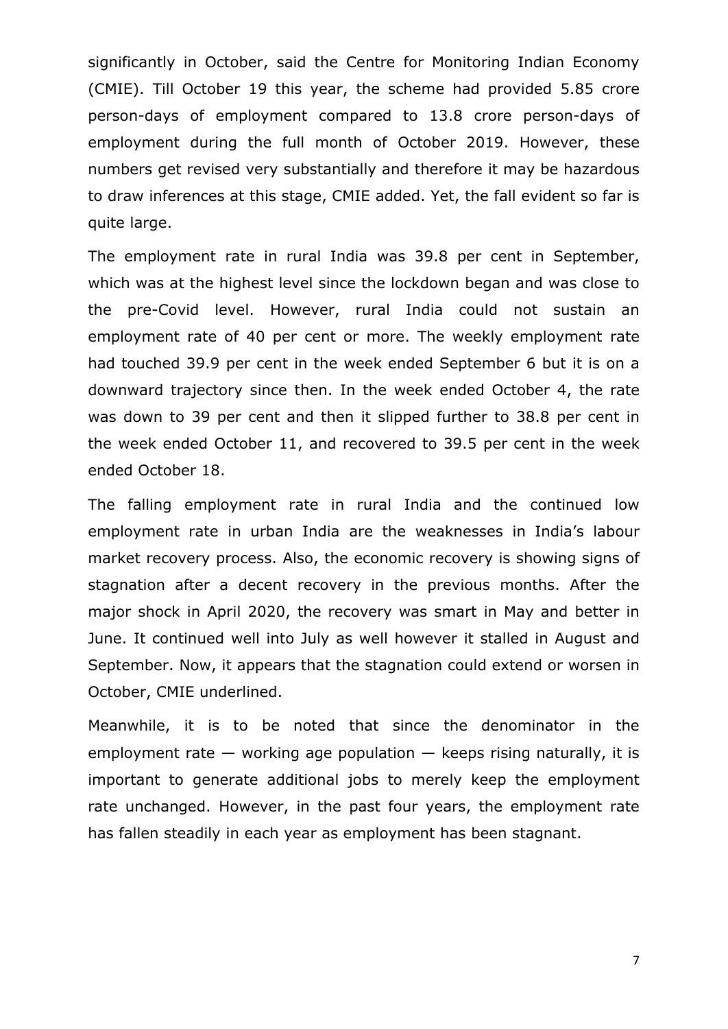significantly in October, said the Centre for Monitoring Indian Economy (CMIE). Till October 19 this year, the scheme had provided 5.85 crore person-days of employment compared to 13.8 crore person-days of employment during the full month of October 2019. However, these numbers get revised very substantially and therefore it may be hazardous to draw inferences at this stage, CMIE added. Yet, the fall evident so far is quite large.

The employment rate in rural India was 39.8 per cent in September, which was at the highest level since the lockdown began and was close to the pre-Covid level. However, rural India could not sustain an employment rate of 40 per cent or more. The weekly employment rate had touched 39.9 per cent in the week ended September 6 but it is on a downward trajectory since then. In the week ended October 4, the rate was down to 39 per cent and then it slipped further to 38.8 per cent in the week ended October 11, and recovered to 39.5 per cent in the week ended October 18.

The falling employment rate in rural India and the continued low employment rate in urban India are the weaknesses in India's labour market recovery process. Also, the economic recovery is showing signs of stagnation after a decent recovery in the previous months. After the major shock in April 2020, the recovery was smart in May and better in June. It continued well into July as well however it stalled in August and September. Now, it appears that the stagnation could extend or worsen in October, CMIE underlined.

Meanwhile, it is to be noted that since the denominator in the employment rate — working age population — keeps rising naturally, it is important to generate additional jobs to merely keep the employment rate unchanged. However, in the past four years, the employment rate has fallen steadily in each year as employment has been stagnant.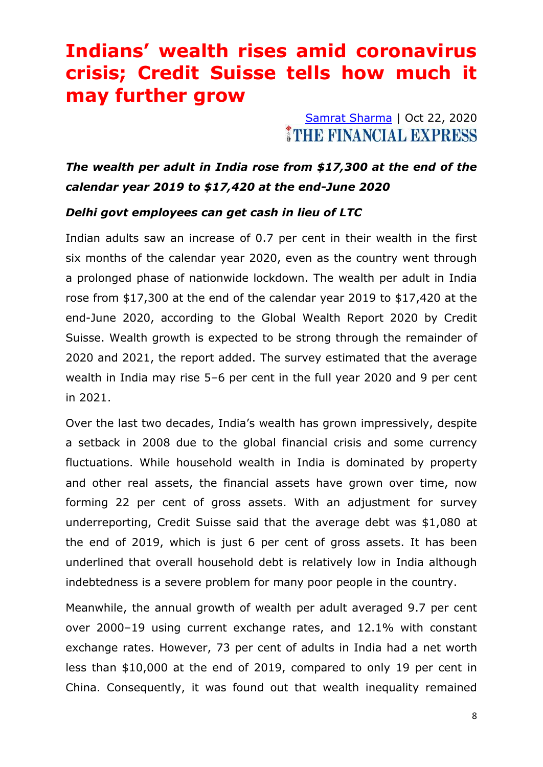# Indians' wealth rises amid coronavirus crisis; Credit Suisse tells how much it may further grow

Samrat Sharma | Oct 22, 2020
THE FINANCIAL EXPRESS

***The wealth per adult in India rose from $17,300 at the end of the calendar year 2019 to $17,420 at the end-June 2020***

***Delhi govt employees can get cash in lieu of LTC***

Indian adults saw an increase of 0.7 per cent in their wealth in the first six months of the calendar year 2020, even as the country went through a prolonged phase of nationwide lockdown. The wealth per adult in India rose from $17,300 at the end of the calendar year 2019 to $17,420 at the end-June 2020, according to the Global Wealth Report 2020 by Credit Suisse. Wealth growth is expected to be strong through the remainder of 2020 and 2021, the report added. The survey estimated that the average wealth in India may rise 5–6 per cent in the full year 2020 and 9 per cent in 2021.

Over the last two decades, India's wealth has grown impressively, despite a setback in 2008 due to the global financial crisis and some currency fluctuations. While household wealth in India is dominated by property and other real assets, the financial assets have grown over time, now forming 22 per cent of gross assets. With an adjustment for survey underreporting, Credit Suisse said that the average debt was $1,080 at the end of 2019, which is just 6 per cent of gross assets. It has been underlined that overall household debt is relatively low in India although indebtedness is a severe problem for many poor people in the country.

Meanwhile, the annual growth of wealth per adult averaged 9.7 per cent over 2000–19 using current exchange rates, and 12.1% with constant exchange rates. However, 73 per cent of adults in India had a net worth less than $10,000 at the end of 2019, compared to only 19 per cent in China. Consequently, it was found out that wealth inequality remained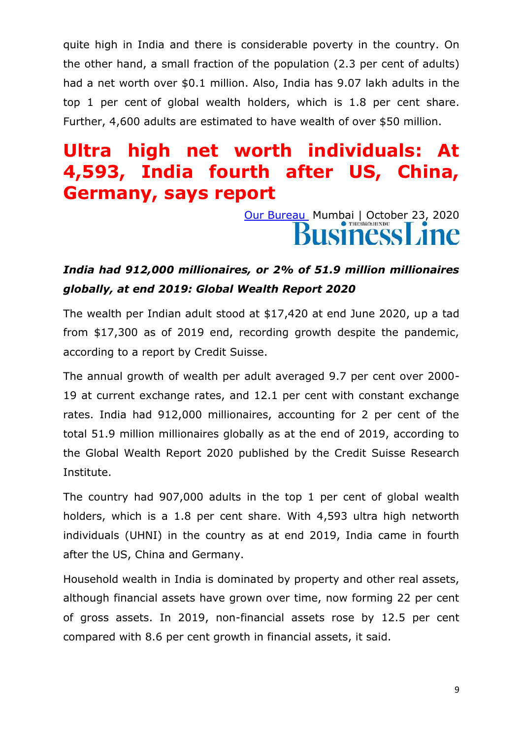quite high in India and there is considerable poverty in the country. On the other hand, a small fraction of the population (2.3 per cent of adults) had a net worth over $0.1 million. Also, India has 9.07 lakh adults in the top 1 per cent of global wealth holders, which is 1.8 per cent share. Further, 4,600 adults are estimated to have wealth of over $50 million.

# Ultra high net worth individuals: At 4,593, India fourth after US, China, Germany, says report

Our Bureau Mumbai | October 23, 2020

BusinessLine

***India had 912,000 millionaires, or 2% of 51.9 million millionaires globally, at end 2019: Global Wealth Report 2020***

The wealth per Indian adult stood at $17,420 at end June 2020, up a tad from $17,300 as of 2019 end, recording growth despite the pandemic, according to a report by Credit Suisse.

The annual growth of wealth per adult averaged 9.7 per cent over 2000-19 at current exchange rates, and 12.1 per cent with constant exchange rates. India had 912,000 millionaires, accounting for 2 per cent of the total 51.9 million millionaires globally as at the end of 2019, according to the Global Wealth Report 2020 published by the Credit Suisse Research Institute.

The country had 907,000 adults in the top 1 per cent of global wealth holders, which is a 1.8 per cent share. With 4,593 ultra high networth individuals (UHNI) in the country as at end 2019, India came in fourth after the US, China and Germany.

Household wealth in India is dominated by property and other real assets, although financial assets have grown over time, now forming 22 per cent of gross assets. In 2019, non-financial assets rose by 12.5 per cent compared with 8.6 per cent growth in financial assets, it said.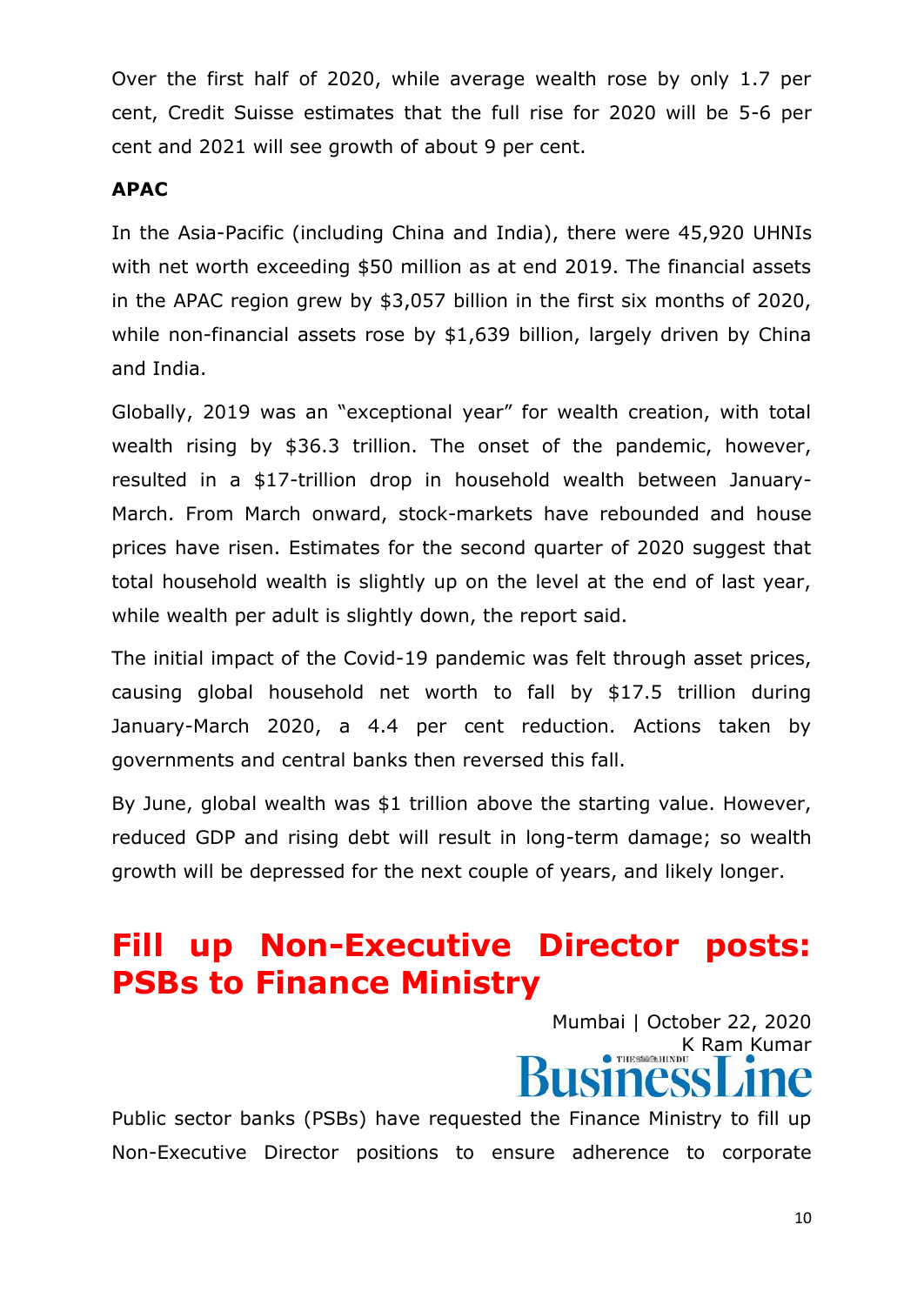Over the first half of 2020, while average wealth rose by only 1.7 per cent, Credit Suisse estimates that the full rise for 2020 will be 5-6 per cent and 2021 will see growth of about 9 per cent.

**APAC**

In the Asia-Pacific (including China and India), there were 45,920 UHNIs with net worth exceeding $50 million as at end 2019. The financial assets in the APAC region grew by $3,057 billion in the first six months of 2020, while non-financial assets rose by $1,639 billion, largely driven by China and India.

Globally, 2019 was an "exceptional year" for wealth creation, with total wealth rising by $36.3 trillion. The onset of the pandemic, however, resulted in a $17-trillion drop in household wealth between January-March. From March onward, stock-markets have rebounded and house prices have risen. Estimates for the second quarter of 2020 suggest that total household wealth is slightly up on the level at the end of last year, while wealth per adult is slightly down, the report said.

The initial impact of the Covid-19 pandemic was felt through asset prices, causing global household net worth to fall by $17.5 trillion during January-March 2020, a 4.4 per cent reduction. Actions taken by governments and central banks then reversed this fall.

By June, global wealth was $1 trillion above the starting value. However, reduced GDP and rising debt will result in long-term damage; so wealth growth will be depressed for the next couple of years, and likely longer.

# Fill up Non-Executive Director posts: PSBs to Finance Ministry

Mumbai | October 22, 2020
K Ram Kumar
BusinessLine

Public sector banks (PSBs) have requested the Finance Ministry to fill up Non-Executive Director positions to ensure adherence to corporate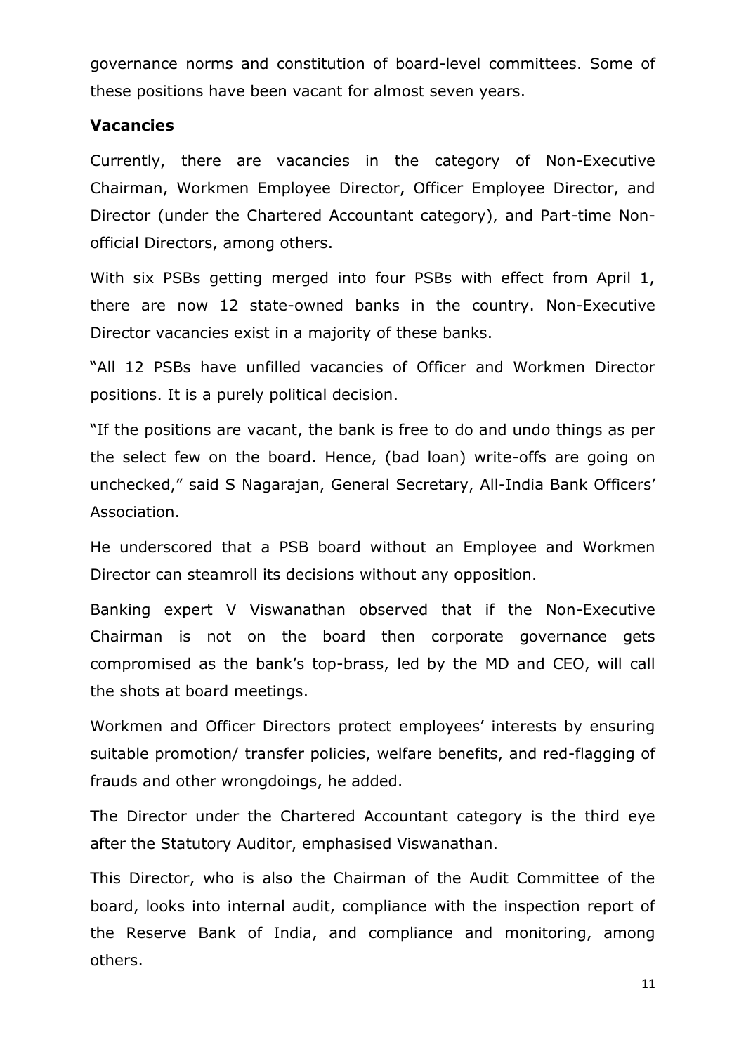governance norms and constitution of board-level committees. Some of these positions have been vacant for almost seven years.

**Vacancies**

Currently, there are vacancies in the category of Non-Executive Chairman, Workmen Employee Director, Officer Employee Director, and Director (under the Chartered Accountant category), and Part-time Non-official Directors, among others.

With six PSBs getting merged into four PSBs with effect from April 1, there are now 12 state-owned banks in the country. Non-Executive Director vacancies exist in a majority of these banks.

"All 12 PSBs have unfilled vacancies of Officer and Workmen Director positions. It is a purely political decision.

"If the positions are vacant, the bank is free to do and undo things as per the select few on the board. Hence, (bad loan) write-offs are going on unchecked," said S Nagarajan, General Secretary, All-India Bank Officers' Association.

He underscored that a PSB board without an Employee and Workmen Director can steamroll its decisions without any opposition.

Banking expert V Viswanathan observed that if the Non-Executive Chairman is not on the board then corporate governance gets compromised as the bank's top-brass, led by the MD and CEO, will call the shots at board meetings.

Workmen and Officer Directors protect employees' interests by ensuring suitable promotion/ transfer policies, welfare benefits, and red-flagging of frauds and other wrongdoings, he added.

The Director under the Chartered Accountant category is the third eye after the Statutory Auditor, emphasised Viswanathan.

This Director, who is also the Chairman of the Audit Committee of the board, looks into internal audit, compliance with the inspection report of the Reserve Bank of India, and compliance and monitoring, among others.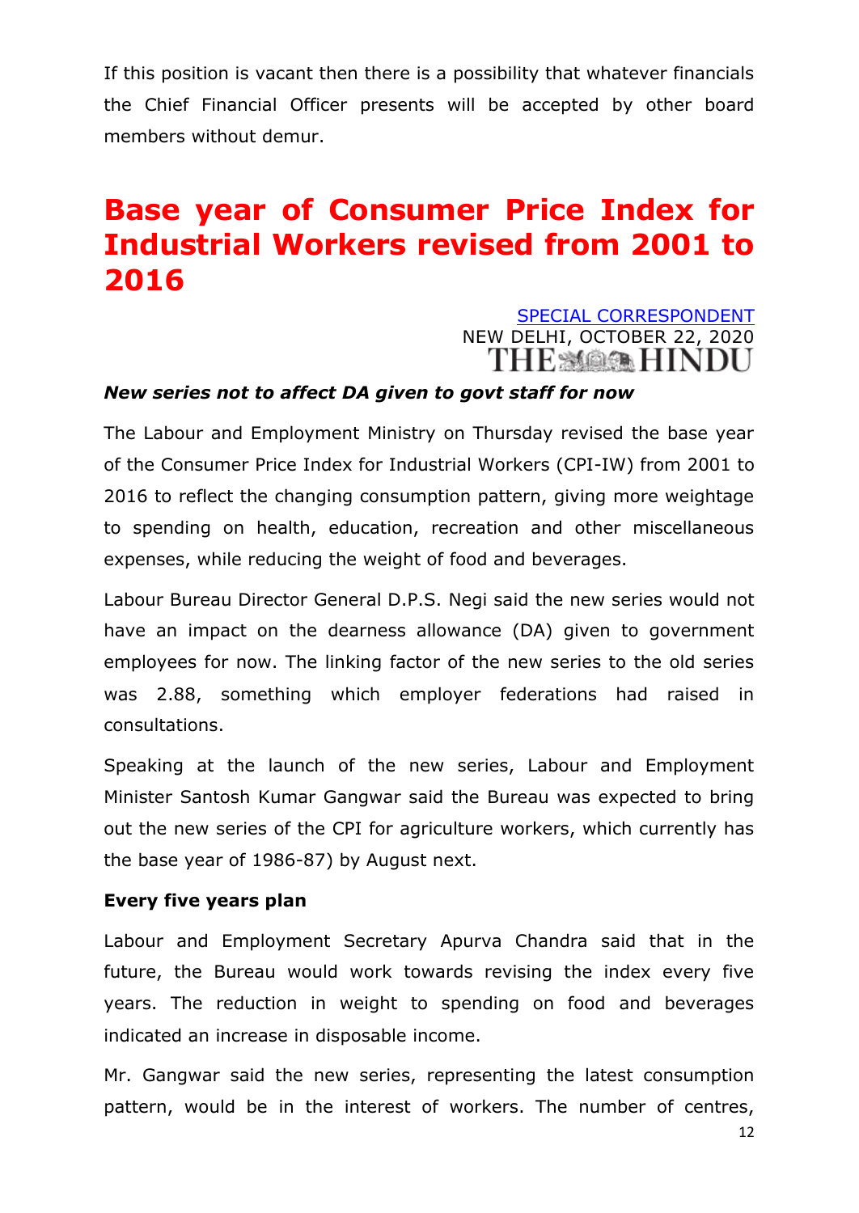If this position is vacant then there is a possibility that whatever financials the Chief Financial Officer presents will be accepted by other board members without demur.

# Base year of Consumer Price Index for Industrial Workers revised from 2001 to 2016

SPECIAL CORRESPONDENT
NEW DELHI, OCTOBER 22, 2020
THE HINDU

***New series not to affect DA given to govt staff for now***

The Labour and Employment Ministry on Thursday revised the base year of the Consumer Price Index for Industrial Workers (CPI-IW) from 2001 to 2016 to reflect the changing consumption pattern, giving more weightage to spending on health, education, recreation and other miscellaneous expenses, while reducing the weight of food and beverages.

Labour Bureau Director General D.P.S. Negi said the new series would not have an impact on the dearness allowance (DA) given to government employees for now. The linking factor of the new series to the old series was 2.88, something which employer federations had raised in consultations.

Speaking at the launch of the new series, Labour and Employment Minister Santosh Kumar Gangwar said the Bureau was expected to bring out the new series of the CPI for agriculture workers, which currently has the base year of 1986-87) by August next.

**Every five years plan**

Labour and Employment Secretary Apurva Chandra said that in the future, the Bureau would work towards revising the index every five years. The reduction in weight to spending on food and beverages indicated an increase in disposable income.

Mr. Gangwar said the new series, representing the latest consumption pattern, would be in the interest of workers. The number of centres,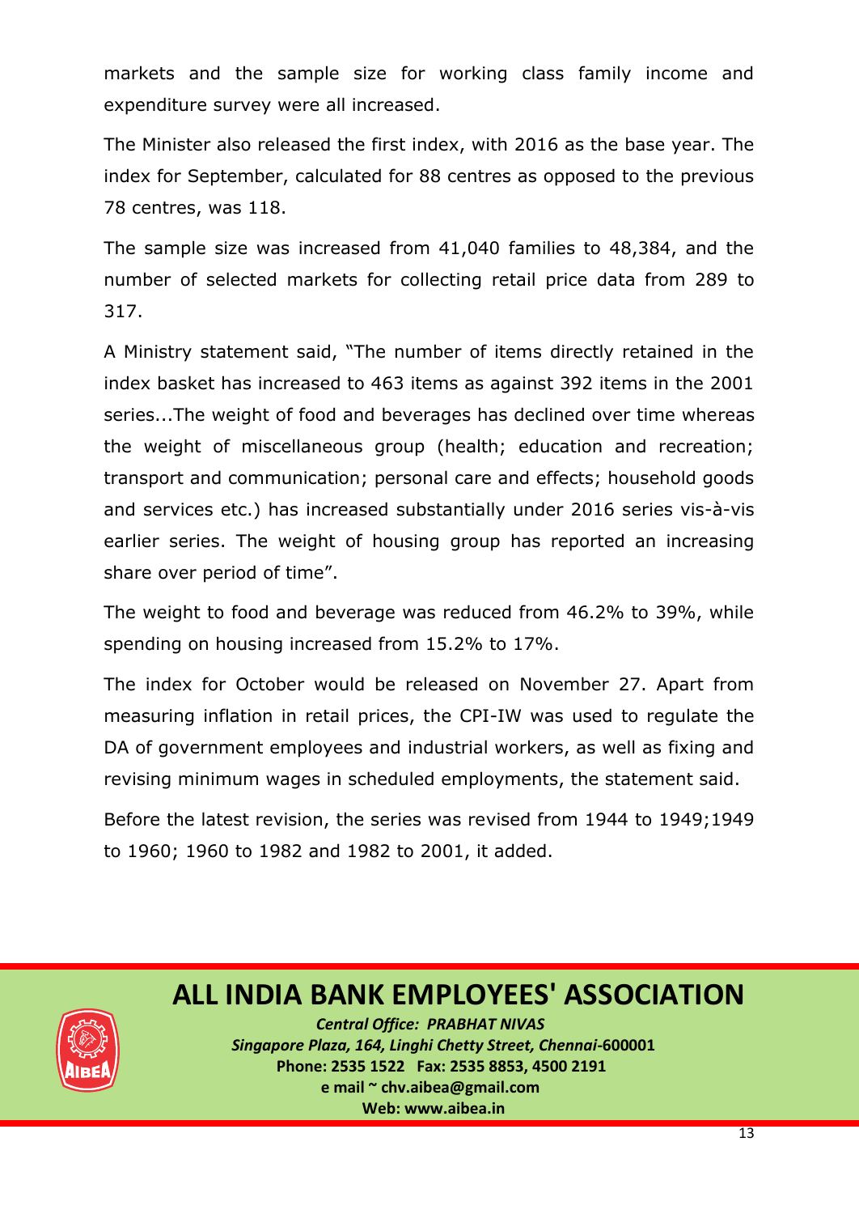markets and the sample size for working class family income and expenditure survey were all increased.

The Minister also released the first index, with 2016 as the base year. The index for September, calculated for 88 centres as opposed to the previous 78 centres, was 118.

The sample size was increased from 41,040 families to 48,384, and the number of selected markets for collecting retail price data from 289 to 317.

A Ministry statement said, "The number of items directly retained in the index basket has increased to 463 items as against 392 items in the 2001 series...The weight of food and beverages has declined over time whereas the weight of miscellaneous group (health; education and recreation; transport and communication; personal care and effects; household goods and services etc.) has increased substantially under 2016 series vis-à-vis earlier series. The weight of housing group has reported an increasing share over period of time".

The weight to food and beverage was reduced from 46.2% to 39%, while spending on housing increased from 15.2% to 17%.

The index for October would be released on November 27. Apart from measuring inflation in retail prices, the CPI-IW was used to regulate the DA of government employees and industrial workers, as well as fixing and revising minimum wages in scheduled employments, the statement said.

Before the latest revision, the series was revised from 1944 to 1949;1949 to 1960; 1960 to 1982 and 1982 to 2001, it added.

**ALL INDIA BANK EMPLOYEES' ASSOCIATION**

***Central Office: PRABHAT NIVAS***
***Singapore Plaza, 164, Linghi Chetty Street, Chennai*-600001**
**Phone: 2535 1522 Fax: 2535 8853, 4500 2191**
**e mail ~ chv.aibea@gmail.com**
**Web: www.aibea.in**